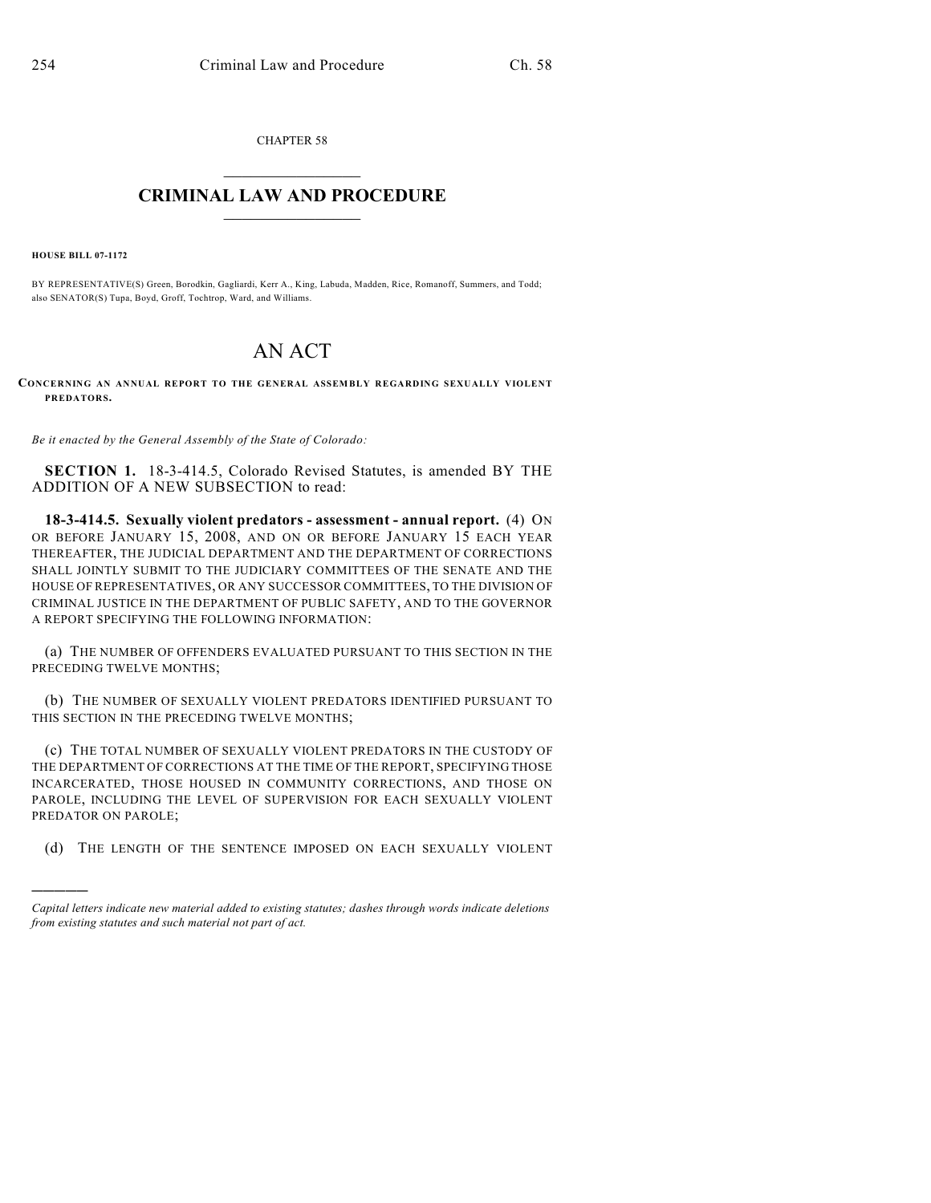CHAPTER 58

# CRIMINAL LAW AND PROCEDURE

**HOUSE BILL 07-1172**

BY REPRESENTATIVE(S) Green, Borodkin, Gagliardi, Kerr A., King, Labuda, Madden, Rice, Romanoff, Summers, and Todd; also SENATOR(S) Tupa, Boyd, Groff, Tochtrop, Ward, and Williams.

# AN ACT

**CONCERNING AN ANNUAL REPORT TO THE GENERAL ASSEMBLY REGARDING SEXUALLY VIOLENT PREDATORS.**

*Be it enacted by the General Assembly of the State of Colorado:*

**SECTION 1.** 18-3-414.5, Colorado Revised Statutes, is amended BY THE ADDITION OF A NEW SUBSECTION to read:

**18-3-414.5. Sexually violent predators - assessment - annual report.** (4) ON OR BEFORE JANUARY 15, 2008, AND ON OR BEFORE JANUARY 15 EACH YEAR THEREAFTER, THE JUDICIAL DEPARTMENT AND THE DEPARTMENT OF CORRECTIONS SHALL JOINTLY SUBMIT TO THE JUDICIARY COMMITTEES OF THE SENATE AND THE HOUSE OF REPRESENTATIVES, OR ANY SUCCESSOR COMMITTEES, TO THE DIVISION OF CRIMINAL JUSTICE IN THE DEPARTMENT OF PUBLIC SAFETY, AND TO THE GOVERNOR A REPORT SPECIFYING THE FOLLOWING INFORMATION:

(a) THE NUMBER OF OFFENDERS EVALUATED PURSUANT TO THIS SECTION IN THE PRECEDING TWELVE MONTHS;

(b) THE NUMBER OF SEXUALLY VIOLENT PREDATORS IDENTIFIED PURSUANT TO THIS SECTION IN THE PRECEDING TWELVE MONTHS;

(c) THE TOTAL NUMBER OF SEXUALLY VIOLENT PREDATORS IN THE CUSTODY OF THE DEPARTMENT OF CORRECTIONS AT THE TIME OF THE REPORT, SPECIFYING THOSE INCARCERATED, THOSE HOUSED IN COMMUNITY CORRECTIONS, AND THOSE ON PAROLE, INCLUDING THE LEVEL OF SUPERVISION FOR EACH SEXUALLY VIOLENT PREDATOR ON PAROLE;

(d) THE LENGTH OF THE SENTENCE IMPOSED ON EACH SEXUALLY VIOLENT

---

*Capital letters indicate new material added to existing statutes; dashes through words indicate deletions from existing statutes and such material not part of act.*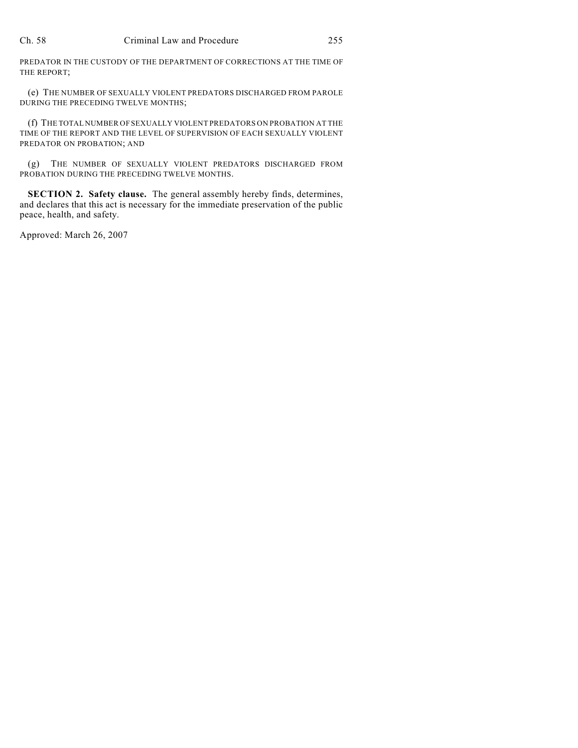PREDATOR IN THE CUSTODY OF THE DEPARTMENT OF CORRECTIONS AT THE TIME OF THE REPORT;

(e) THE NUMBER OF SEXUALLY VIOLENT PREDATORS DISCHARGED FROM PAROLE DURING THE PRECEDING TWELVE MONTHS;

(f) THE TOTAL NUMBER OF SEXUALLY VIOLENT PREDATORS ON PROBATION AT THE TIME OF THE REPORT AND THE LEVEL OF SUPERVISION OF EACH SEXUALLY VIOLENT PREDATOR ON PROBATION; AND

(g) THE NUMBER OF SEXUALLY VIOLENT PREDATORS DISCHARGED FROM PROBATION DURING THE PRECEDING TWELVE MONTHS.

**SECTION 2. Safety clause.** The general assembly hereby finds, determines, and declares that this act is necessary for the immediate preservation of the public peace, health, and safety.

Approved: March 26, 2007